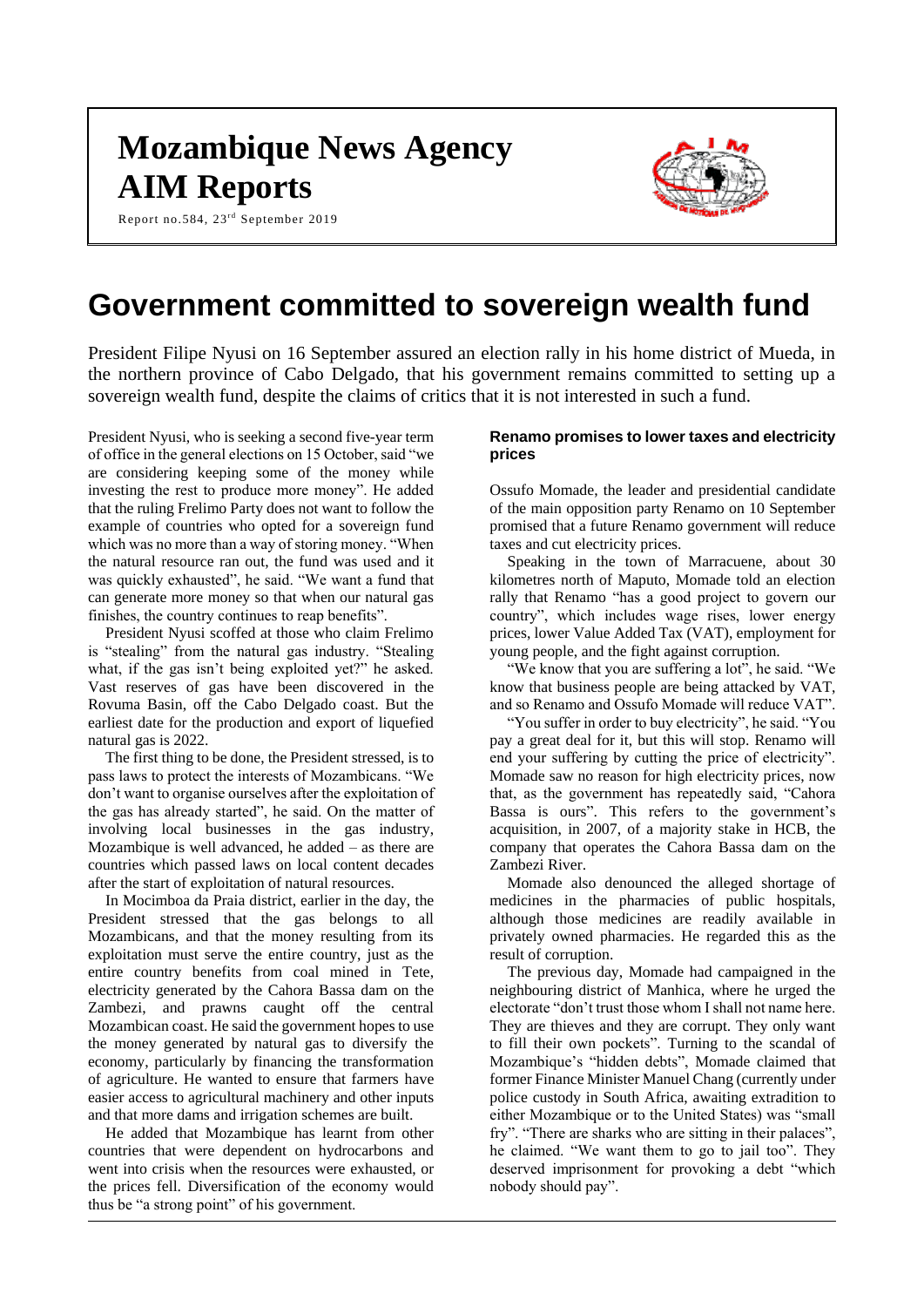# Mozambique News Agency
# AIM Reports

Report no.584, 23rd September 2019

# Government committed to sovereign wealth fund

President Filipe Nyusi on 16 September assured an election rally in his home district of Mueda, in the northern province of Cabo Delgado, that his government remains committed to setting up a sovereign wealth fund, despite the claims of critics that it is not interested in such a fund.

President Nyusi, who is seeking a second five-year term of office in the general elections on 15 October, said "we are considering keeping some of the money while investing the rest to produce more money". He added that the ruling Frelimo Party does not want to follow the example of countries who opted for a sovereign fund which was no more than a way of storing money. "When the natural resource ran out, the fund was used and it was quickly exhausted", he said. "We want a fund that can generate more money so that when our natural gas finishes, the country continues to reap benefits".

President Nyusi scoffed at those who claim Frelimo is "stealing" from the natural gas industry. "Stealing what, if the gas isn't being exploited yet?" he asked. Vast reserves of gas have been discovered in the Rovuma Basin, off the Cabo Delgado coast. But the earliest date for the production and export of liquefied natural gas is 2022.

The first thing to be done, the President stressed, is to pass laws to protect the interests of Mozambicans. "We don't want to organise ourselves after the exploitation of the gas has already started", he said. On the matter of involving local businesses in the gas industry, Mozambique is well advanced, he added – as there are countries which passed laws on local content decades after the start of exploitation of natural resources.

In Mocimboa da Praia district, earlier in the day, the President stressed that the gas belongs to all Mozambicans, and that the money resulting from its exploitation must serve the entire country, just as the entire country benefits from coal mined in Tete, electricity generated by the Cahora Bassa dam on the Zambezi, and prawns caught off the central Mozambican coast. He said the government hopes to use the money generated by natural gas to diversify the economy, particularly by financing the transformation of agriculture. He wanted to ensure that farmers have easier access to agricultural machinery and other inputs and that more dams and irrigation schemes are built.

He added that Mozambique has learnt from other countries that were dependent on hydrocarbons and went into crisis when the resources were exhausted, or the prices fell. Diversification of the economy would thus be "a strong point" of his government.

### Renamo promises to lower taxes and electricity prices

Ossufo Momade, the leader and presidential candidate of the main opposition party Renamo on 10 September promised that a future Renamo government will reduce taxes and cut electricity prices.

Speaking in the town of Marracuene, about 30 kilometres north of Maputo, Momade told an election rally that Renamo "has a good project to govern our country", which includes wage rises, lower energy prices, lower Value Added Tax (VAT), employment for young people, and the fight against corruption.

"We know that you are suffering a lot", he said. "We know that business people are being attacked by VAT, and so Renamo and Ossufo Momade will reduce VAT".

"You suffer in order to buy electricity", he said. "You pay a great deal for it, but this will stop. Renamo will end your suffering by cutting the price of electricity". Momade saw no reason for high electricity prices, now that, as the government has repeatedly said, "Cahora Bassa is ours". This refers to the government's acquisition, in 2007, of a majority stake in HCB, the company that operates the Cahora Bassa dam on the Zambezi River.

Momade also denounced the alleged shortage of medicines in the pharmacies of public hospitals, although those medicines are readily available in privately owned pharmacies. He regarded this as the result of corruption.

The previous day, Momade had campaigned in the neighbouring district of Manhica, where he urged the electorate "don't trust those whom I shall not name here. They are thieves and they are corrupt. They only want to fill their own pockets". Turning to the scandal of Mozambique's "hidden debts", Momade claimed that former Finance Minister Manuel Chang (currently under police custody in South Africa, awaiting extradition to either Mozambique or to the United States) was "small fry". "There are sharks who are sitting in their palaces", he claimed. "We want them to go to jail too". They deserved imprisonment for provoking a debt "which nobody should pay".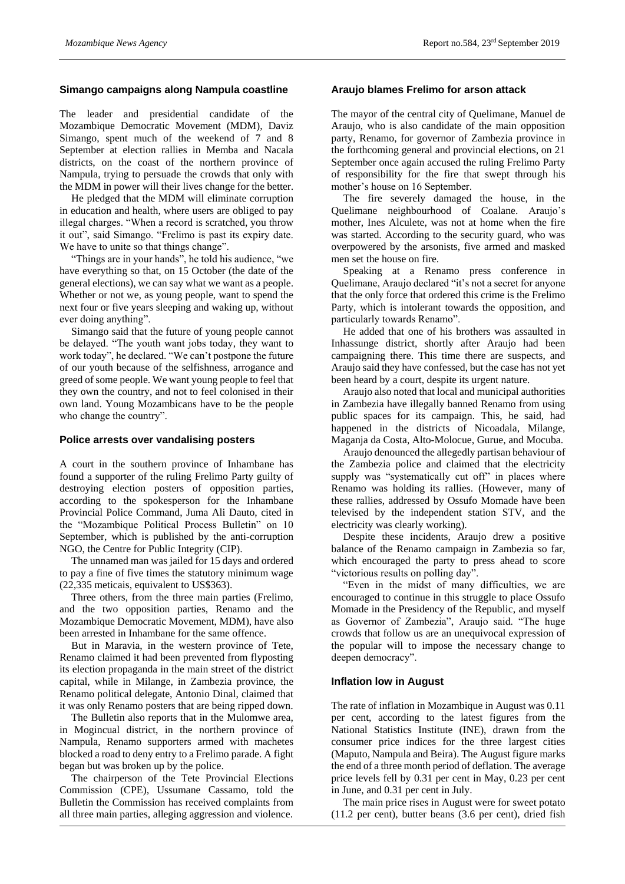## Simango campaigns along Nampula coastline

The leader and presidential candidate of the Mozambique Democratic Movement (MDM), Daviz Simango, spent much of the weekend of 7 and 8 September at election rallies in Memba and Nacala districts, on the coast of the northern province of Nampula, trying to persuade the crowds that only with the MDM in power will their lives change for the better.

He pledged that the MDM will eliminate corruption in education and health, where users are obliged to pay illegal charges. "When a record is scratched, you throw it out", said Simango. "Frelimo is past its expiry date. We have to unite so that things change".

"Things are in your hands", he told his audience, "we have everything so that, on 15 October (the date of the general elections), we can say what we want as a people. Whether or not we, as young people, want to spend the next four or five years sleeping and waking up, without ever doing anything".

Simango said that the future of young people cannot be delayed. "The youth want jobs today, they want to work today", he declared. "We can't postpone the future of our youth because of the selfishness, arrogance and greed of some people. We want young people to feel that they own the country, and not to feel colonised in their own land. Young Mozambicans have to be the people who change the country".

## Police arrests over vandalising posters

A court in the southern province of Inhambane has found a supporter of the ruling Frelimo Party guilty of destroying election posters of opposition parties, according to the spokesperson for the Inhambane Provincial Police Command, Juma Ali Dauto, cited in the "Mozambique Political Process Bulletin" on 10 September, which is published by the anti-corruption NGO, the Centre for Public Integrity (CIP).

The unnamed man was jailed for 15 days and ordered to pay a fine of five times the statutory minimum wage (22,335 meticais, equivalent to US$363).

Three others, from the three main parties (Frelimo, and the two opposition parties, Renamo and the Mozambique Democratic Movement, MDM), have also been arrested in Inhambane for the same offence.

But in Maravia, in the western province of Tete, Renamo claimed it had been prevented from flyposting its election propaganda in the main street of the district capital, while in Milange, in Zambezia province, the Renamo political delegate, Antonio Dinal, claimed that it was only Renamo posters that are being ripped down.

The Bulletin also reports that in the Mulomwe area, in Mogincual district, in the northern province of Nampula, Renamo supporters armed with machetes blocked a road to deny entry to a Frelimo parade. A fight began but was broken up by the police.

The chairperson of the Tete Provincial Elections Commission (CPE), Ussumane Cassamo, told the Bulletin the Commission has received complaints from all three main parties, alleging aggression and violence.

## Araujo blames Frelimo for arson attack

The mayor of the central city of Quelimane, Manuel de Araujo, who is also candidate of the main opposition party, Renamo, for governor of Zambezia province in the forthcoming general and provincial elections, on 21 September once again accused the ruling Frelimo Party of responsibility for the fire that swept through his mother's house on 16 September.

The fire severely damaged the house, in the Quelimane neighbourhood of Coalane. Araujo's mother, Ines Alculete, was not at home when the fire was started. According to the security guard, who was overpowered by the arsonists, five armed and masked men set the house on fire.

Speaking at a Renamo press conference in Quelimane, Araujo declared "it's not a secret for anyone that the only force that ordered this crime is the Frelimo Party, which is intolerant towards the opposition, and particularly towards Renamo".

He added that one of his brothers was assaulted in Inhassunge district, shortly after Araujo had been campaigning there. This time there are suspects, and Araujo said they have confessed, but the case has not yet been heard by a court, despite its urgent nature.

Araujo also noted that local and municipal authorities in Zambezia have illegally banned Renamo from using public spaces for its campaign. This, he said, had happened in the districts of Nicoadala, Milange, Maganja da Costa, Alto-Molocue, Gurue, and Mocuba.

Araujo denounced the allegedly partisan behaviour of the Zambezia police and claimed that the electricity supply was "systematically cut off" in places where Renamo was holding its rallies. (However, many of these rallies, addressed by Ossufo Momade have been televised by the independent station STV, and the electricity was clearly working).

Despite these incidents, Araujo drew a positive balance of the Renamo campaign in Zambezia so far, which encouraged the party to press ahead to score "victorious results on polling day".

"Even in the midst of many difficulties, we are encouraged to continue in this struggle to place Ossufo Momade in the Presidency of the Republic, and myself as Governor of Zambezia", Araujo said. "The huge crowds that follow us are an unequivocal expression of the popular will to impose the necessary change to deepen democracy".

## Inflation low in August

The rate of inflation in Mozambique in August was 0.11 per cent, according to the latest figures from the National Statistics Institute (INE), drawn from the consumer price indices for the three largest cities (Maputo, Nampula and Beira). The August figure marks the end of a three month period of deflation. The average price levels fell by 0.31 per cent in May, 0.23 per cent in June, and 0.31 per cent in July.

The main price rises in August were for sweet potato (11.2 per cent), butter beans (3.6 per cent), dried fish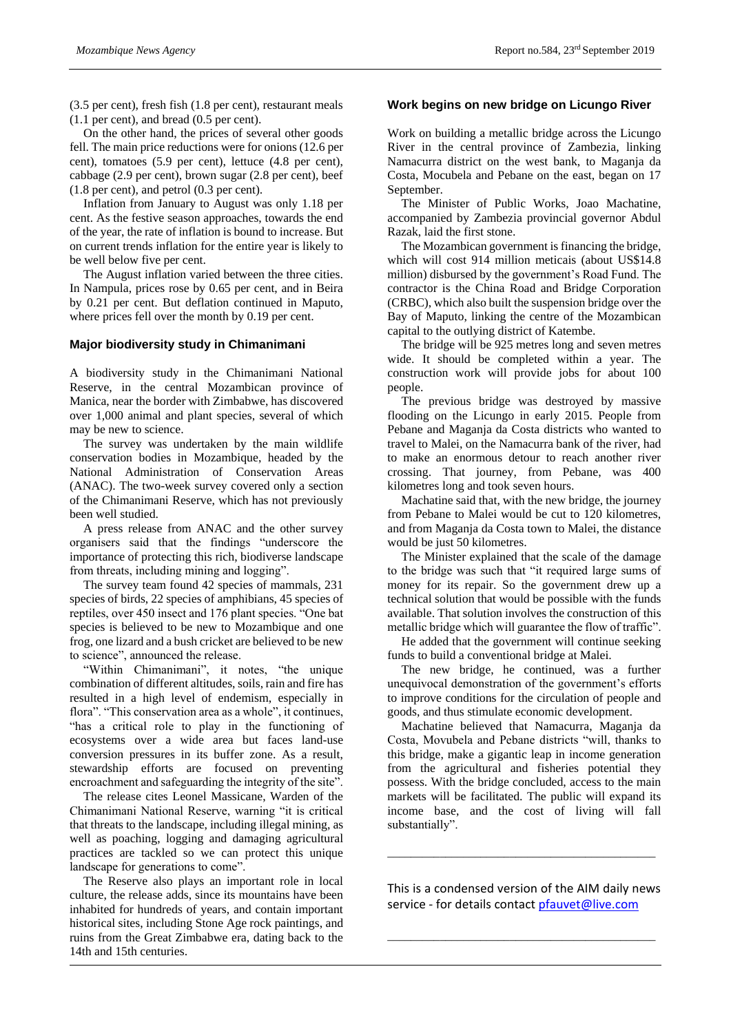(3.5 per cent), fresh fish (1.8 per cent), restaurant meals (1.1 per cent), and bread (0.5 per cent).

On the other hand, the prices of several other goods fell. The main price reductions were for onions (12.6 per cent), tomatoes (5.9 per cent), lettuce (4.8 per cent), cabbage (2.9 per cent), brown sugar (2.8 per cent), beef (1.8 per cent), and petrol (0.3 per cent).

Inflation from January to August was only 1.18 per cent. As the festive season approaches, towards the end of the year, the rate of inflation is bound to increase. But on current trends inflation for the entire year is likely to be well below five per cent.

The August inflation varied between the three cities. In Nampula, prices rose by 0.65 per cent, and in Beira by 0.21 per cent. But deflation continued in Maputo, where prices fell over the month by 0.19 per cent.

## Major biodiversity study in Chimanimani

A biodiversity study in the Chimanimani National Reserve, in the central Mozambican province of Manica, near the border with Zimbabwe, has discovered over 1,000 animal and plant species, several of which may be new to science.

The survey was undertaken by the main wildlife conservation bodies in Mozambique, headed by the National Administration of Conservation Areas (ANAC). The two-week survey covered only a section of the Chimanimani Reserve, which has not previously been well studied.

A press release from ANAC and the other survey organisers said that the findings "underscore the importance of protecting this rich, biodiverse landscape from threats, including mining and logging".

The survey team found 42 species of mammals, 231 species of birds, 22 species of amphibians, 45 species of reptiles, over 450 insect and 176 plant species. "One bat species is believed to be new to Mozambique and one frog, one lizard and a bush cricket are believed to be new to science", announced the release.

"Within Chimanimani", it notes, "the unique combination of different altitudes, soils, rain and fire has resulted in a high level of endemism, especially in flora". "This conservation area as a whole", it continues, "has a critical role to play in the functioning of ecosystems over a wide area but faces land-use conversion pressures in its buffer zone. As a result, stewardship efforts are focused on preventing encroachment and safeguarding the integrity of the site".

The release cites Leonel Massicane, Warden of the Chimanimani National Reserve, warning "it is critical that threats to the landscape, including illegal mining, as well as poaching, logging and damaging agricultural practices are tackled so we can protect this unique landscape for generations to come".

The Reserve also plays an important role in local culture, the release adds, since its mountains have been inhabited for hundreds of years, and contain important historical sites, including Stone Age rock paintings, and ruins from the Great Zimbabwe era, dating back to the 14th and 15th centuries.

## Work begins on new bridge on Licungo River

Work on building a metallic bridge across the Licungo River in the central province of Zambezia, linking Namacurra district on the west bank, to Maganja da Costa, Mocubela and Pebane on the east, began on 17 September.

The Minister of Public Works, Joao Machatine, accompanied by Zambezia provincial governor Abdul Razak, laid the first stone.

The Mozambican government is financing the bridge, which will cost 914 million meticais (about US$14.8 million) disbursed by the government's Road Fund. The contractor is the China Road and Bridge Corporation (CRBC), which also built the suspension bridge over the Bay of Maputo, linking the centre of the Mozambican capital to the outlying district of Katembe.

The bridge will be 925 metres long and seven metres wide. It should be completed within a year. The construction work will provide jobs for about 100 people.

The previous bridge was destroyed by massive flooding on the Licungo in early 2015. People from Pebane and Maganja da Costa districts who wanted to travel to Malei, on the Namacurra bank of the river, had to make an enormous detour to reach another river crossing. That journey, from Pebane, was 400 kilometres long and took seven hours.

Machatine said that, with the new bridge, the journey from Pebane to Malei would be cut to 120 kilometres, and from Maganja da Costa town to Malei, the distance would be just 50 kilometres.

The Minister explained that the scale of the damage to the bridge was such that "it required large sums of money for its repair. So the government drew up a technical solution that would be possible with the funds available. That solution involves the construction of this metallic bridge which will guarantee the flow of traffic".

He added that the government will continue seeking funds to build a conventional bridge at Malei.

The new bridge, he continued, was a further unequivocal demonstration of the government's efforts to improve conditions for the circulation of people and goods, and thus stimulate economic development.

Machatine believed that Namacurra, Maganja da Costa, Movubela and Pebane districts "will, thanks to this bridge, make a gigantic leap in income generation from the agricultural and fisheries potential they possess. With the bridge concluded, access to the main markets will be facilitated. The public will expand its income base, and the cost of living will fall substantially".

---

This is a condensed version of the AIM daily news service - for details contact pfauvet@live.com

---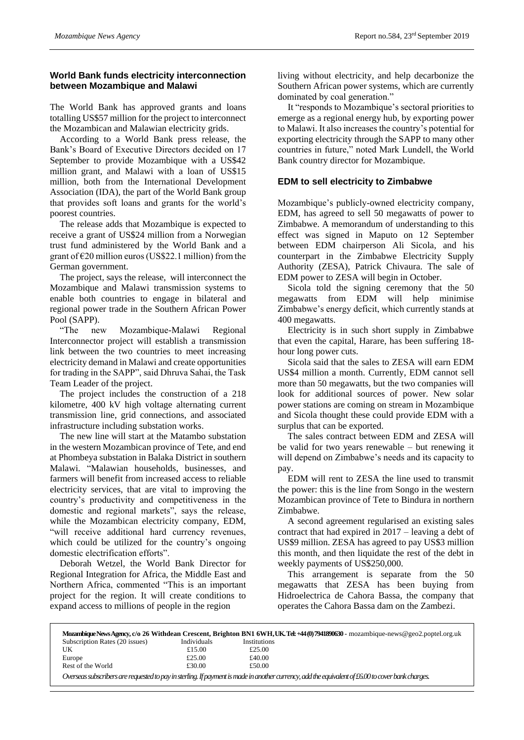## World Bank funds electricity interconnection between Mozambique and Malawi

The World Bank has approved grants and loans totalling US$57 million for the project to interconnect the Mozambican and Malawian electricity grids.

According to a World Bank press release, the Bank's Board of Executive Directors decided on 17 September to provide Mozambique with a US$42 million grant, and Malawi with a loan of US$15 million, both from the International Development Association (IDA), the part of the World Bank group that provides soft loans and grants for the world's poorest countries.

The release adds that Mozambique is expected to receive a grant of US$24 million from a Norwegian trust fund administered by the World Bank and a grant of €20 million euros (US$22.1 million) from the German government.

The project, says the release, will interconnect the Mozambique and Malawi transmission systems to enable both countries to engage in bilateral and regional power trade in the Southern African Power Pool (SAPP).

"The new Mozambique-Malawi Regional Interconnector project will establish a transmission link between the two countries to meet increasing electricity demand in Malawi and create opportunities for trading in the SAPP", said Dhruva Sahai, the Task Team Leader of the project.

The project includes the construction of a 218 kilometre, 400 kV high voltage alternating current transmission line, grid connections, and associated infrastructure including substation works.

The new line will start at the Matambo substation in the western Mozambican province of Tete, and end at Phombeya substation in Balaka District in southern Malawi. "Malawian households, businesses, and farmers will benefit from increased access to reliable electricity services, that are vital to improving the country's productivity and competitiveness in the domestic and regional markets", says the release, while the Mozambican electricity company, EDM, "will receive additional hard currency revenues, which could be utilized for the country's ongoing domestic electrification efforts".

Deborah Wetzel, the World Bank Director for Regional Integration for Africa, the Middle East and Northern Africa, commented "This is an important project for the region. It will create conditions to expand access to millions of people in the region living without electricity, and help decarbonize the Southern African power systems, which are currently dominated by coal generation."

It "responds to Mozambique's sectoral priorities to emerge as a regional energy hub, by exporting power to Malawi. It also increases the country's potential for exporting electricity through the SAPP to many other countries in future," noted Mark Lundell, the World Bank country director for Mozambique.

## EDM to sell electricity to Zimbabwe

Mozambique's publicly-owned electricity company, EDM, has agreed to sell 50 megawatts of power to Zimbabwe. A memorandum of understanding to this effect was signed in Maputo on 12 September between EDM chairperson Ali Sicola, and his counterpart in the Zimbabwe Electricity Supply Authority (ZESA), Patrick Chivaura. The sale of EDM power to ZESA will begin in October.

Sicola told the signing ceremony that the 50 megawatts from EDM will help minimise Zimbabwe's energy deficit, which currently stands at 400 megawatts.

Electricity is in such short supply in Zimbabwe that even the capital, Harare, has been suffering 18-hour long power cuts.

Sicola said that the sales to ZESA will earn EDM US$4 million a month. Currently, EDM cannot sell more than 50 megawatts, but the two companies will look for additional sources of power. New solar power stations are coming on stream in Mozambique and Sicola thought these could provide EDM with a surplus that can be exported.

The sales contract between EDM and ZESA will be valid for two years renewable – but renewing it will depend on Zimbabwe's needs and its capacity to pay.

EDM will rent to ZESA the line used to transmit the power: this is the line from Songo in the western Mozambican province of Tete to Bindura in northern Zimbabwe.

A second agreement regularised an existing sales contract that had expired in 2017 – leaving a debt of US$9 million. ZESA has agreed to pay US$3 million this month, and then liquidate the rest of the debt in weekly payments of US$250,000.

This arrangement is separate from the 50 megawatts that ZESA has been buying from Hidroelectrica de Cahora Bassa, the company that operates the Cahora Bassa dam on the Zambezi.

**Mozambique News Agency, c/o 26 Withdean Crescent, Brighton BN1 6WH, UK. Tel: +44 (0) 7941890630** - mozambique-news@geo2.poptel.org.uk

| Subscription Rates (20 issues) | Individuals | Institutions |
| --- | --- | --- |
| UK | £15.00 | £25.00 |
| Europe | £25.00 | £40.00 |
| Rest of the World | £30.00 | £50.00 |

*Overseas subscribers are requested to pay in sterling. If payment is made in another currency, add the equivalent of £6.00 to cover bank charges.*